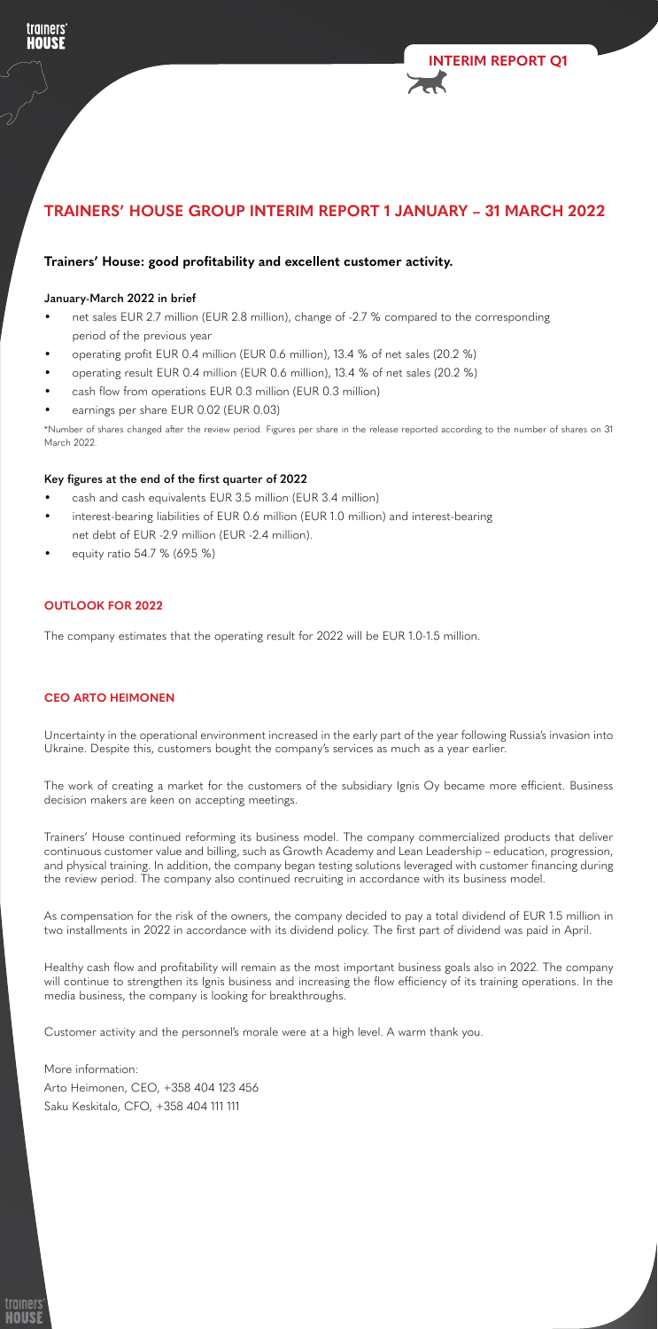# TRAINERS' HOUSE GROUP INTERIM REPORT 1 JANUARY – 31 MARCH 2022

## Trainers' House: good profitability and excellent customer activity.

### January-March 2022 in brief

- net sales EUR 2.7 million (EUR 2.8 million), change of -2.7 % compared to the corresponding period of the previous year
- operating profit EUR 0.4 million (EUR 0.6 million), 13.4 % of net sales (20.2 %)
- operating result EUR 0.4 million (EUR 0.6 million), 13.4 % of net sales (20.2 %)
- cash flow from operations EUR 0.3 million (EUR 0.3 million)
- earnings per share EUR 0.02 (EUR 0.03)

*Number of shares changed after the review period. Figures per share in the release reported according to the number of shares on 31 March 2022.

### Key figures at the end of the first quarter of 2022

- cash and cash equivalents EUR 3.5 million (EUR 3.4 million)
- interest-bearing liabilities of EUR 0.6 million (EUR 1.0 million) and interest-bearing net debt of EUR -2.9 million (EUR -2.4 million).
- equity ratio 54.7 % (69.5 %)

## OUTLOOK FOR 2022

The company estimates that the operating result for 2022 will be EUR 1.0-1.5 million.

## CEO ARTO HEIMONEN

Uncertainty in the operational environment increased in the early part of the year following Russia's invasion into Ukraine. Despite this, customers bought the company's services as much as a year earlier.

The work of creating a market for the customers of the subsidiary Ignis Oy became more efficient. Business decision makers are keen on accepting meetings.

Trainers' House continued reforming its business model. The company commercialized products that deliver continuous customer value and billing, such as Growth Academy and Lean Leadership – education, progression, and physical training. In addition, the company began testing solutions leveraged with customer financing during the review period. The company also continued recruiting in accordance with its business model.

As compensation for the risk of the owners, the company decided to pay a total dividend of EUR 1.5 million in two installments in 2022 in accordance with its dividend policy. The first part of dividend was paid in April.

Healthy cash flow and profitability will remain as the most important business goals also in 2022. The company will continue to strengthen its Ignis business and increasing the flow efficiency of its training operations. In the media business, the company is looking for breakthroughs.

Customer activity and the personnel's morale were at a high level. A warm thank you.

More information:
Arto Heimonen, CEO, +358 404 123 456
Saku Keskitalo, CFO, +358 404 111 111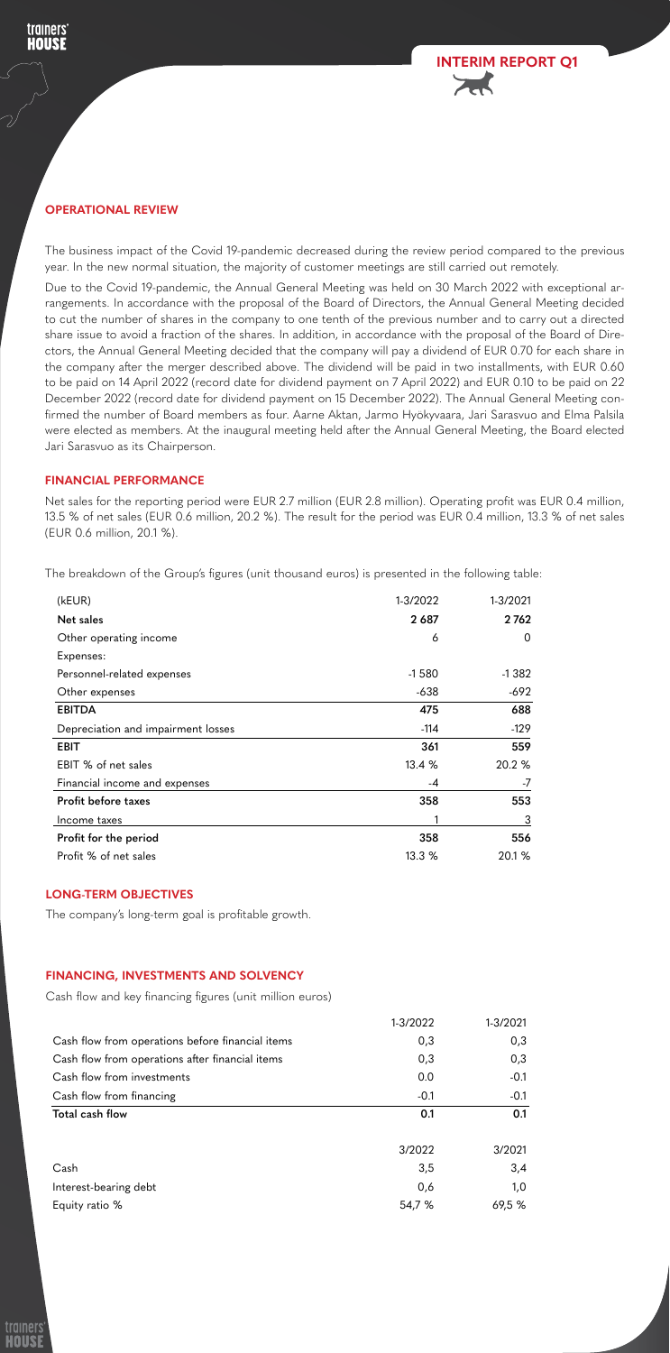## OPERATIONAL REVIEW

The business impact of the Covid 19-pandemic decreased during the review period compared to the previous year. In the new normal situation, the majority of customer meetings are still carried out remotely.

Due to the Covid 19-pandemic, the Annual General Meeting was held on 30 March 2022 with exceptional arrangements. In accordance with the proposal of the Board of Directors, the Annual General Meeting decided to cut the number of shares in the company to one tenth of the previous number and to carry out a directed share issue to avoid a fraction of the shares. In addition, in accordance with the proposal of the Board of Directors, the Annual General Meeting decided that the company will pay a dividend of EUR 0.70 for each share in the company after the merger described above. The dividend will be paid in two installments, with EUR 0.60 to be paid on 14 April 2022 (record date for dividend payment on 7 April 2022) and EUR 0.10 to be paid on 22 December 2022 (record date for dividend payment on 15 December 2022). The Annual General Meeting confirmed the number of Board members as four. Aarne Aktan, Jarmo Hyökyvaara, Jari Sarasvuo and Elma Palsila were elected as members. At the inaugural meeting held after the Annual General Meeting, the Board elected Jari Sarasvuo as its Chairperson.

## FINANCIAL PERFORMANCE

Net sales for the reporting period were EUR 2.7 million (EUR 2.8 million). Operating profit was EUR 0.4 million, 13.5 % of net sales (EUR 0.6 million, 20.2 %). The result for the period was EUR 0.4 million, 13.3 % of net sales (EUR 0.6 million, 20.1 %).

The breakdown of the Group's figures (unit thousand euros) is presented in the following table:

| (kEUR) | 1-3/2022 | 1-3/2021 |
|---|---|---|
| **Net sales** | **2 687** | **2 762** |
| Other operating income | 6 | 0 |
| Expenses: | | |
| Personnel-related expenses | -1 580 | -1 382 |
| Other expenses | -638 | -692 |
| **EBITDA** | **475** | **688** |
| Depreciation and impairment losses | -114 | -129 |
| **EBIT** | **361** | **559** |
| EBIT % of net sales | 13.4 % | 20.2 % |
| Financial income and expenses | -4 | -7 |
| **Profit before taxes** | **358** | **553** |
| Income taxes | 1 | 3 |
| **Profit for the period** | **358** | **556** |
| Profit % of net sales | 13.3 % | 20.1 % |

## LONG-TERM OBJECTIVES

The company's long-term goal is profitable growth.

## FINANCING, INVESTMENTS AND SOLVENCY

Cash flow and key financing figures (unit million euros)

| | 1-3/2022 | 1-3/2021 |
|---|---|---|
| Cash flow from operations before financial items | 0,3 | 0,3 |
| Cash flow from operations after financial items | 0,3 | 0,3 |
| Cash flow from investments | 0.0 | -0.1 |
| Cash flow from financing | -0.1 | -0.1 |
| **Total cash flow** | **0.1** | **0.1** |
| | 3/2022 | 3/2021 |
| Cash | 3,5 | 3,4 |
| Interest-bearing debt | 0,6 | 1,0 |
| Equity ratio % | 54,7 % | 69,5 % |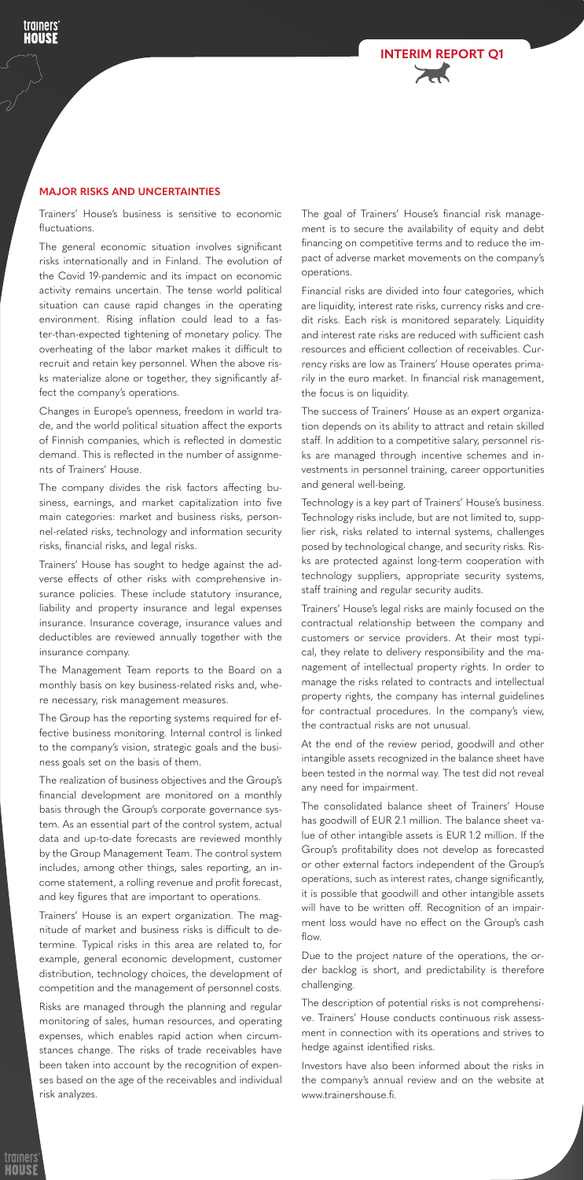## MAJOR RISKS AND UNCERTAINTIES

Trainers' House's business is sensitive to economic fluctuations.

The general economic situation involves significant risks internationally and in Finland. The evolution of the Covid 19-pandemic and its impact on economic activity remains uncertain. The tense world political situation can cause rapid changes in the operating environment. Rising inflation could lead to a faster-than-expected tightening of monetary policy. The overheating of the labor market makes it difficult to recruit and retain key personnel. When the above risks materialize alone or together, they significantly affect the company's operations.

Changes in Europe's openness, freedom in world trade, and the world political situation affect the exports of Finnish companies, which is reflected in domestic demand. This is reflected in the number of assignments of Trainers' House.

The company divides the risk factors affecting business, earnings, and market capitalization into five main categories: market and business risks, personnel-related risks, technology and information security risks, financial risks, and legal risks.

Trainers' House has sought to hedge against the adverse effects of other risks with comprehensive insurance policies. These include statutory insurance, liability and property insurance and legal expenses insurance. Insurance coverage, insurance values and deductibles are reviewed annually together with the insurance company.

The Management Team reports to the Board on a monthly basis on key business-related risks and, where necessary, risk management measures.

The Group has the reporting systems required for effective business monitoring. Internal control is linked to the company's vision, strategic goals and the business goals set on the basis of them.

The realization of business objectives and the Group's financial development are monitored on a monthly basis through the Group's corporate governance system. As an essential part of the control system, actual data and up-to-date forecasts are reviewed monthly by the Group Management Team. The control system includes, among other things, sales reporting, an income statement, a rolling revenue and profit forecast, and key figures that are important to operations.

Trainers' House is an expert organization. The magnitude of market and business risks is difficult to determine. Typical risks in this area are related to, for example, general economic development, customer distribution, technology choices, the development of competition and the management of personnel costs.

Risks are managed through the planning and regular monitoring of sales, human resources, and operating expenses, which enables rapid action when circumstances change. The risks of trade receivables have been taken into account by the recognition of expenses based on the age of the receivables and individual risk analyzes.

The goal of Trainers' House's financial risk management is to secure the availability of equity and debt financing on competitive terms and to reduce the impact of adverse market movements on the company's operations.

Financial risks are divided into four categories, which are liquidity, interest rate risks, currency risks and credit risks. Each risk is monitored separately. Liquidity and interest rate risks are reduced with sufficient cash resources and efficient collection of receivables. Currency risks are low as Trainers' House operates primarily in the euro market. In financial risk management, the focus is on liquidity.

The success of Trainers' House as an expert organization depends on its ability to attract and retain skilled staff. In addition to a competitive salary, personnel risks are managed through incentive schemes and investments in personnel training, career opportunities and general well-being.

Technology is a key part of Trainers' House's business. Technology risks include, but are not limited to, supplier risk, risks related to internal systems, challenges posed by technological change, and security risks. Risks are protected against long-term cooperation with technology suppliers, appropriate security systems, staff training and regular security audits.

Trainers' House's legal risks are mainly focused on the contractual relationship between the company and customers or service providers. At their most typical, they relate to delivery responsibility and the management of intellectual property rights. In order to manage the risks related to contracts and intellectual property rights, the company has internal guidelines for contractual procedures. In the company's view, the contractual risks are not unusual.

At the end of the review period, goodwill and other intangible assets recognized in the balance sheet have been tested in the normal way. The test did not reveal any need for impairment.

The consolidated balance sheet of Trainers' House has goodwill of EUR 2.1 million. The balance sheet value of other intangible assets is EUR 1.2 million. If the Group's profitability does not develop as forecasted or other external factors independent of the Group's operations, such as interest rates, change significantly, it is possible that goodwill and other intangible assets will have to be written off. Recognition of an impairment loss would have no effect on the Group's cash flow.

Due to the project nature of the operations, the order backlog is short, and predictability is therefore challenging.

The description of potential risks is not comprehensive. Trainers' House conducts continuous risk assessment in connection with its operations and strives to hedge against identified risks.

Investors have also been informed about the risks in the company's annual review and on the website at www.trainershouse.fi.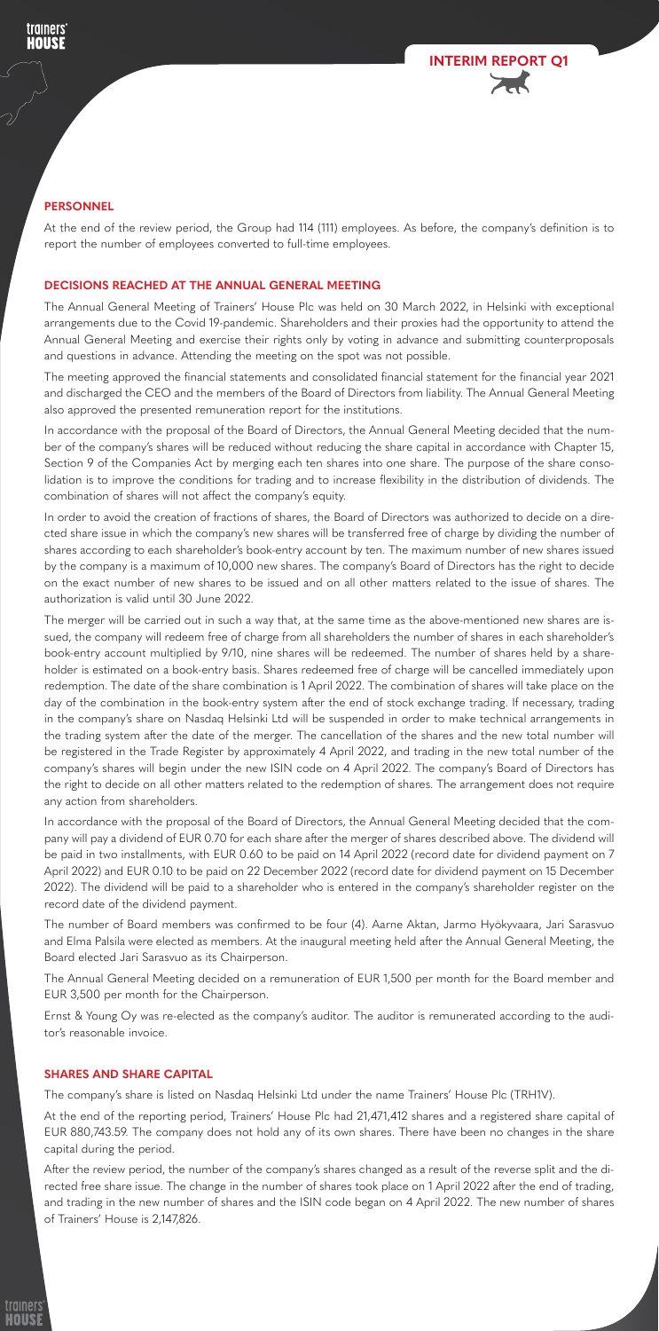## PERSONNEL

At the end of the review period, the Group had 114 (111) employees. As before, the company's definition is to report the number of employees converted to full-time employees.

## DECISIONS REACHED AT THE ANNUAL GENERAL MEETING

The Annual General Meeting of Trainers' House Plc was held on 30 March 2022, in Helsinki with exceptional arrangements due to the Covid 19-pandemic. Shareholders and their proxies had the opportunity to attend the Annual General Meeting and exercise their rights only by voting in advance and submitting counterproposals and questions in advance. Attending the meeting on the spot was not possible.

The meeting approved the financial statements and consolidated financial statement for the financial year 2021 and discharged the CEO and the members of the Board of Directors from liability. The Annual General Meeting also approved the presented remuneration report for the institutions.

In accordance with the proposal of the Board of Directors, the Annual General Meeting decided that the number of the company's shares will be reduced without reducing the share capital in accordance with Chapter 15, Section 9 of the Companies Act by merging each ten shares into one share. The purpose of the share consolidation is to improve the conditions for trading and to increase flexibility in the distribution of dividends. The combination of shares will not affect the company's equity.

In order to avoid the creation of fractions of shares, the Board of Directors was authorized to decide on a directed share issue in which the company's new shares will be transferred free of charge by dividing the number of shares according to each shareholder's book-entry account by ten. The maximum number of new shares issued by the company is a maximum of 10,000 new shares. The company's Board of Directors has the right to decide on the exact number of new shares to be issued and on all other matters related to the issue of shares. The authorization is valid until 30 June 2022.

The merger will be carried out in such a way that, at the same time as the above-mentioned new shares are issued, the company will redeem free of charge from all shareholders the number of shares in each shareholder's book-entry account multiplied by 9/10, nine shares will be redeemed. The number of shares held by a shareholder is estimated on a book-entry basis. Shares redeemed free of charge will be cancelled immediately upon redemption. The date of the share combination is 1 April 2022. The combination of shares will take place on the day of the combination in the book-entry system after the end of stock exchange trading. If necessary, trading in the company's share on Nasdaq Helsinki Ltd will be suspended in order to make technical arrangements in the trading system after the date of the merger. The cancellation of the shares and the new total number will be registered in the Trade Register by approximately 4 April 2022, and trading in the new total number of the company's shares will begin under the new ISIN code on 4 April 2022. The company's Board of Directors has the right to decide on all other matters related to the redemption of shares. The arrangement does not require any action from shareholders.

In accordance with the proposal of the Board of Directors, the Annual General Meeting decided that the company will pay a dividend of EUR 0.70 for each share after the merger of shares described above. The dividend will be paid in two installments, with EUR 0.60 to be paid on 14 April 2022 (record date for dividend payment on 7 April 2022) and EUR 0.10 to be paid on 22 December 2022 (record date for dividend payment on 15 December 2022). The dividend will be paid to a shareholder who is entered in the company's shareholder register on the record date of the dividend payment.

The number of Board members was confirmed to be four (4). Aarne Aktan, Jarmo Hyökyvaara, Jari Sarasvuo and Elma Palsila were elected as members. At the inaugural meeting held after the Annual General Meeting, the Board elected Jari Sarasvuo as its Chairperson.

The Annual General Meeting decided on a remuneration of EUR 1,500 per month for the Board member and EUR 3,500 per month for the Chairperson.

Ernst & Young Oy was re-elected as the company's auditor. The auditor is remunerated according to the auditor's reasonable invoice.

## SHARES AND SHARE CAPITAL

The company's share is listed on Nasdaq Helsinki Ltd under the name Trainers' House Plc (TRH1V).

At the end of the reporting period, Trainers' House Plc had 21,471,412 shares and a registered share capital of EUR 880,743.59. The company does not hold any of its own shares. There have been no changes in the share capital during the period.

After the review period, the number of the company's shares changed as a result of the reverse split and the directed free share issue. The change in the number of shares took place on 1 April 2022 after the end of trading, and trading in the new number of shares and the ISIN code began on 4 April 2022. The new number of shares of Trainers' House is 2,147,826.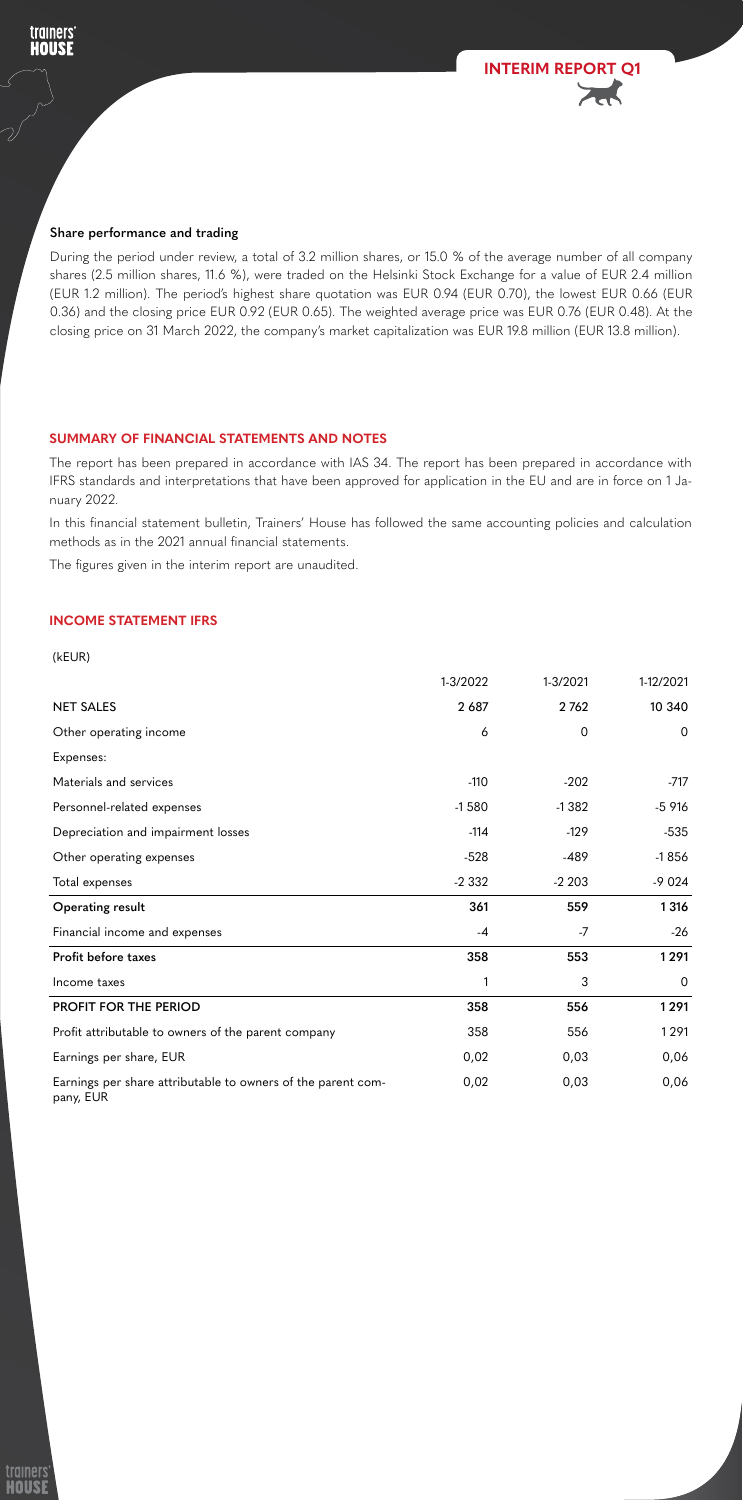### Share performance and trading

During the period under review, a total of 3.2 million shares, or 15.0 % of the average number of all company shares (2.5 million shares, 11.6 %), were traded on the Helsinki Stock Exchange for a value of EUR 2.4 million (EUR 1.2 million). The period's highest share quotation was EUR 0.94 (EUR 0.70), the lowest EUR 0.66 (EUR 0.36) and the closing price EUR 0.92 (EUR 0.65). The weighted average price was EUR 0.76 (EUR 0.48). At the closing price on 31 March 2022, the company's market capitalization was EUR 19.8 million (EUR 13.8 million).

## SUMMARY OF FINANCIAL STATEMENTS AND NOTES

The report has been prepared in accordance with IAS 34. The report has been prepared in accordance with IFRS standards and interpretations that have been approved for application in the EU and are in force on 1 January 2022.

In this financial statement bulletin, Trainers' House has followed the same accounting policies and calculation methods as in the 2021 annual financial statements.

The figures given in the interim report are unaudited.

## INCOME STATEMENT IFRS

(kEUR)

| | 1-3/2022 | 1-3/2021 | 1-12/2021 |
|---|---|---|---|
| NET SALES | **2 687** | **2 762** | **10 340** |
| Other operating income | 6 | 0 | 0 |
| Expenses: | | | |
| Materials and services | -110 | -202 | -717 |
| Personnel-related expenses | -1 580 | -1 382 | -5 916 |
| Depreciation and impairment losses | -114 | -129 | -535 |
| Other operating expenses | -528 | -489 | -1 856 |
| Total expenses | -2 332 | -2 203 | -9 024 |
| **Operating result** | **361** | **559** | **1 316** |
| Financial income and expenses | -4 | -7 | -26 |
| **Profit before taxes** | **358** | **553** | **1 291** |
| Income taxes | 1 | 3 | 0 |
| **PROFIT FOR THE PERIOD** | **358** | **556** | **1 291** |
| Profit attributable to owners of the parent company | 358 | 556 | 1 291 |
| Earnings per share, EUR | 0,02 | 0,03 | 0,06 |
| Earnings per share attributable to owners of the parent company, EUR | 0,02 | 0,03 | 0,06 |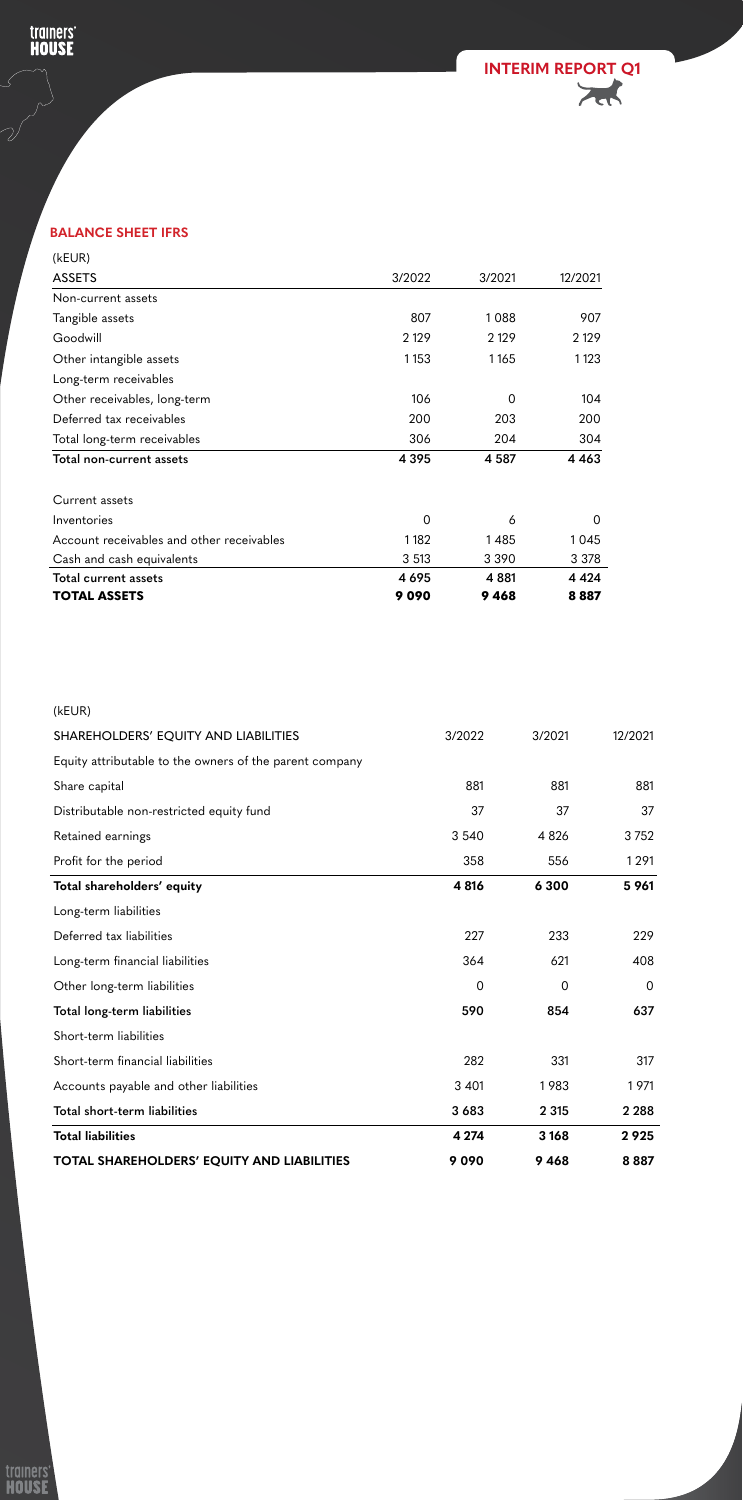## BALANCE SHEET IFRS

| (kEUR) | | | |
|---|---|---|---|
| **ASSETS** | **3/2022** | **3/2021** | **12/2021** |
| Non-current assets | | | |
| Tangible assets | 807 | 1 088 | 907 |
| Goodwill | 2 129 | 2 129 | 2 129 |
| Other intangible assets | 1 153 | 1 165 | 1 123 |
| Long-term receivables | | | |
| Other receivables, long-term | 106 | 0 | 104 |
| Deferred tax receivables | 200 | 203 | 200 |
| Total long-term receivables | 306 | 204 | 304 |
| **Total non-current assets** | **4 395** | **4 587** | **4 463** |
| | | | |
| Current assets | | | |
| Inventories | 0 | 6 | 0 |
| Account receivables and other receivables | 1 182 | 1 485 | 1 045 |
| Cash and cash equivalents | 3 513 | 3 390 | 3 378 |
| **Total current assets** | **4 695** | **4 881** | **4 424** |
| **TOTAL ASSETS** | **9 090** | **9 468** | **8 887** |

| (kEUR) | | | |
|---|---|---|---|
| SHAREHOLDERS' EQUITY AND LIABILITIES | 3/2022 | 3/2021 | 12/2021 |
| Equity attributable to the owners of the parent company | | | |
| Share capital | 881 | 881 | 881 |
| Distributable non-restricted equity fund | 37 | 37 | 37 |
| Retained earnings | 3 540 | 4 826 | 3 752 |
| Profit for the period | 358 | 556 | 1 291 |
| **Total shareholders' equity** | **4 816** | **6 300** | **5 961** |
| Long-term liabilities | | | |
| Deferred tax liabilities | 227 | 233 | 229 |
| Long-term financial liabilities | 364 | 621 | 408 |
| Other long-term liabilities | 0 | 0 | 0 |
| **Total long-term liabilities** | **590** | **854** | **637** |
| Short-term liabilities | | | |
| Short-term financial liabilities | 282 | 331 | 317 |
| Accounts payable and other liabilities | 3 401 | 1 983 | 1 971 |
| **Total short-term liabilities** | **3 683** | **2 315** | **2 288** |
| **Total liabilities** | **4 274** | **3 168** | **2 925** |
| **TOTAL SHAREHOLDERS' EQUITY AND LIABILITIES** | **9 090** | **9 468** | **8 887** |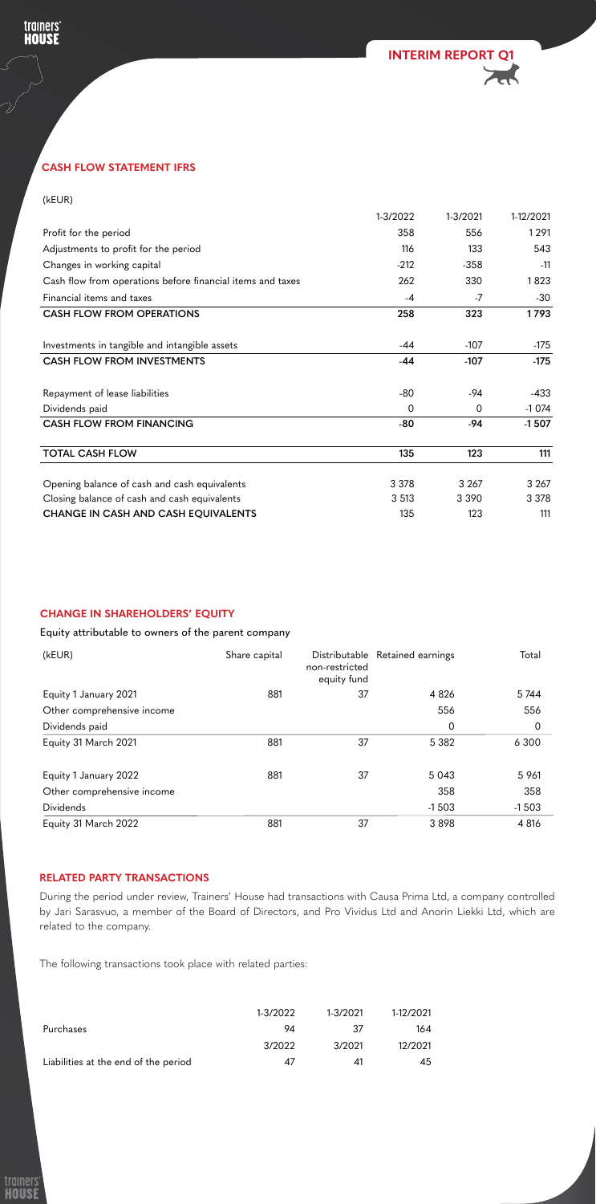## CASH FLOW STATEMENT IFRS

(kEUR)

| | 1-3/2022 | 1-3/2021 | 1-12/2021 |
|---|---|---|---|
| Profit for the period | 358 | 556 | 1 291 |
| Adjustments to profit for the period | 116 | 133 | 543 |
| Changes in working capital | -212 | -358 | -11 |
| Cash flow from operations before financial items and taxes | 262 | 330 | 1 823 |
| Financial items and taxes | -4 | -7 | -30 |
| **CASH FLOW FROM OPERATIONS** | **258** | **323** | **1 793** |
| | | | |
| Investments in tangible and intangible assets | -44 | -107 | -175 |
| **CASH FLOW FROM INVESTMENTS** | **-44** | **-107** | **-175** |
| | | | |
| Repayment of lease liabilities | -80 | -94 | -433 |
| Dividends paid | 0 | 0 | -1 074 |
| **CASH FLOW FROM FINANCING** | **-80** | **-94** | **-1 507** |
| | | | |
| **TOTAL CASH FLOW** | **135** | **123** | **111** |
| | | | |
| Opening balance of cash and cash equivalents | 3 378 | 3 267 | 3 267 |
| Closing balance of cash and cash equivalents | 3 513 | 3 390 | 3 378 |
| **CHANGE IN CASH AND CASH EQUIVALENTS** | 135 | 123 | 111 |

## CHANGE IN SHAREHOLDERS' EQUITY

Equity attributable to owners of the parent company

| (kEUR) | Share capital | Distributable non-restricted equity fund | Retained earnings | Total |
|---|---|---|---|---|
| Equity 1 January 2021 | 881 | 37 | 4 826 | 5 744 |
| Other comprehensive income | | | 556 | 556 |
| Dividends paid | | | 0 | 0 |
| Equity 31 March 2021 | 881 | 37 | 5 382 | 6 300 |
| | | | | |
| Equity 1 January 2022 | 881 | 37 | 5 043 | 5 961 |
| Other comprehensive income | | | 358 | 358 |
| Dividends | | | -1 503 | -1 503 |
| Equity 31 March 2022 | 881 | 37 | 3 898 | 4 816 |

## RELATED PARTY TRANSACTIONS

During the period under review, Trainers' House had transactions with Causa Prima Ltd, a company controlled by Jari Sarasvuo, a member of the Board of Directors, and Pro Vividus Ltd and Anorin Liekki Ltd, which are related to the company.

The following transactions took place with related parties:

| | 1-3/2022 | 1-3/2021 | 1-12/2021 |
|---|---|---|---|
| Purchases | 94 | 37 | 164 |
| | 3/2022 | 3/2021 | 12/2021 |
| Liabilities at the end of the period | 47 | 41 | 45 |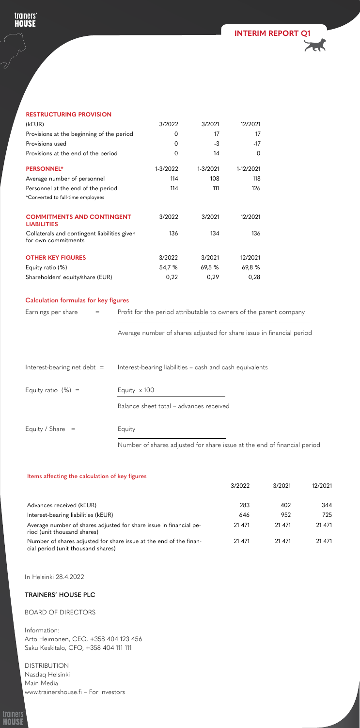### RESTRUCTURING PROVISION

| (kEUR) | 3/2022 | 3/2021 | 12/2021 |
|---|---|---|---|
| Provisions at the beginning of the period | 0 | 17 | 17 |
| Provisions used | 0 | -3 | -17 |
| Provisions at the end of the period | 0 | 14 | 0 |

### PERSONNEL*

| | 1-3/2022 | 1-3/2021 | 1-12/2021 |
|---|---|---|---|
| Average number of personnel | 114 | 108 | 118 |
| Personnel at the end of the period | 114 | 111 | 126 |

*Converted to full-time employees

### COMMITMENTS AND CONTINGENT LIABILITIES

| | 3/2022 | 3/2021 | 12/2021 |
|---|---|---|---|
| Collaterals and contingent liabilities given for own commitments | 136 | 134 | 136 |

### OTHER KEY FIGURES

| | 3/2022 | 3/2021 | 12/2021 |
|---|---|---|---|
| Equity ratio (%) | 54,7 % | 69,5 % | 69,8 % |
| Shareholders' equity/share (EUR) | 0,22 | 0,29 | 0,28 |

### Calculation formulas for key figures

Earnings per share = Profit for the period attributable to owners of the parent company / Average number of shares adjusted for share issue in financial period

Interest-bearing net debt = Interest-bearing liabilities – cash and cash equivalents

Equity ratio (%) = Equity x 100 / Balance sheet total – advances received

Equity / Share = Equity / Number of shares adjusted for share issue at the end of financial period

### Items affecting the calculation of key figures

| | 3/2022 | 3/2021 | 12/2021 |
|---|---|---|---|
| Advances received (kEUR) | 283 | 402 | 344 |
| Interest-bearing liabilities (kEUR) | 646 | 952 | 725 |
| Average number of shares adjusted for share issue in financial period (unit thousand shares) | 21 471 | 21 471 | 21 471 |
| Number of shares adjusted for share issue at the end of the financial period (unit thousand shares) | 21 471 | 21 471 | 21 471 |

In Helsinki 28.4.2022

**TRAINERS' HOUSE PLC**

BOARD OF DIRECTORS

Information:
Arto Heimonen, CEO, +358 404 123 456
Saku Keskitalo, CFO, +358 404 111 111

DISTRIBUTION
Nasdaq Helsinki
Main Media
www.trainershouse.fi – For investors